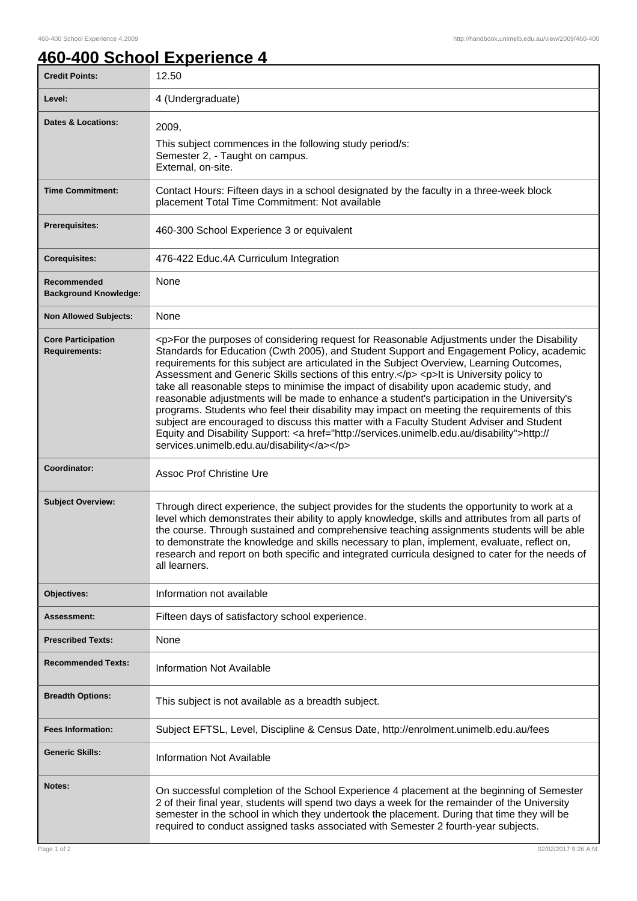# 460-400 School Experience 4

| Credit Points: | 12.50 |
|---|---|
| Level: | 4 (Undergraduate) |
| Dates & Locations: | 2009,<br>This subject commences in the following study period/s:<br>Semester 2, - Taught on campus.<br>External, on-site. |
| Time Commitment: | Contact Hours: Fifteen days in a school designated by the faculty in a three-week block placement Total Time Commitment: Not available |
| Prerequisites: | 460-300 School Experience 3 or equivalent |
| Corequisites: | 476-422 Educ.4A Curriculum Integration |
| Recommended Background Knowledge: | None |
| Non Allowed Subjects: | None |
| Core Participation Requirements: | <p>For the purposes of considering request for Reasonable Adjustments under the Disability Standards for Education (Cwth 2005), and Student Support and Engagement Policy, academic requirements for this subject are articulated in the Subject Overview, Learning Outcomes, Assessment and Generic Skills sections of this entry.</p> <p>It is University policy to take all reasonable steps to minimise the impact of disability upon academic study, and reasonable adjustments will be made to enhance a student's participation in the University's programs. Students who feel their disability may impact on meeting the requirements of this subject are encouraged to discuss this matter with a Faculty Student Adviser and Student Equity and Disability Support: <a href="http://services.unimelb.edu.au/disability">http://services.unimelb.edu.au/disability</a></p> |
| Coordinator: | Assoc Prof Christine Ure |
| Subject Overview: | Through direct experience, the subject provides for the students the opportunity to work at a level which demonstrates their ability to apply knowledge, skills and attributes from all parts of the course. Through sustained and comprehensive teaching assignments students will be able to demonstrate the knowledge and skills necessary to plan, implement, evaluate, reflect on, research and report on both specific and integrated curricula designed to cater for the needs of all learners. |
| Objectives: | Information not available |
| Assessment: | Fifteen days of satisfactory school experience. |
| Prescribed Texts: | None |
| Recommended Texts: | Information Not Available |
| Breadth Options: | This subject is not available as a breadth subject. |
| Fees Information: | Subject EFTSL, Level, Discipline & Census Date, http://enrolment.unimelb.edu.au/fees |
| Generic Skills: | Information Not Available |
| Notes: | On successful completion of the School Experience 4 placement at the beginning of Semester 2 of their final year, students will spend two days a week for the remainder of the University semester in the school in which they undertook the placement. During that time they will be required to conduct assigned tasks associated with Semester 2 fourth-year subjects. |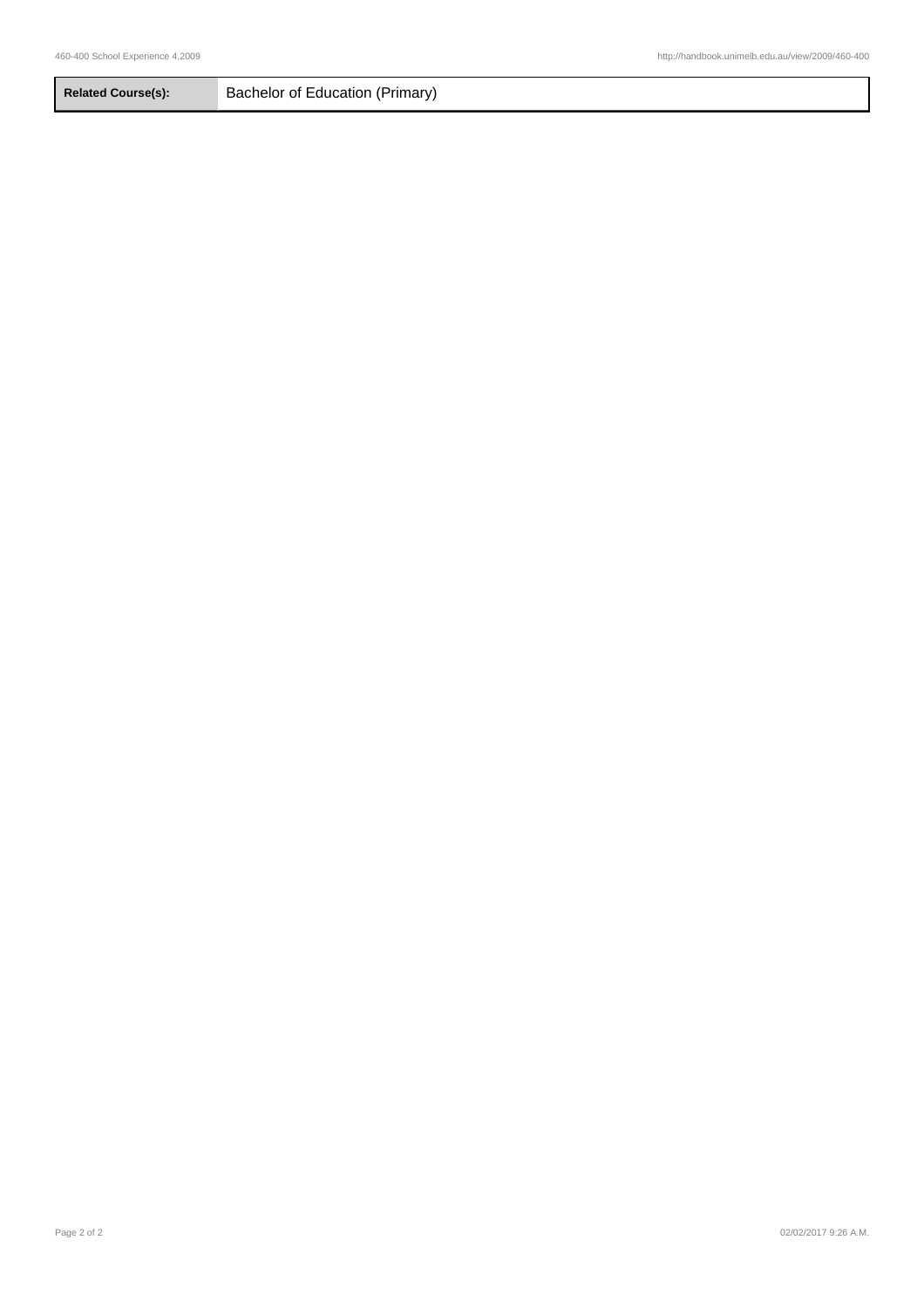| | |
|---|---|
| **Related Course(s):** | Bachelor of Education (Primary) |